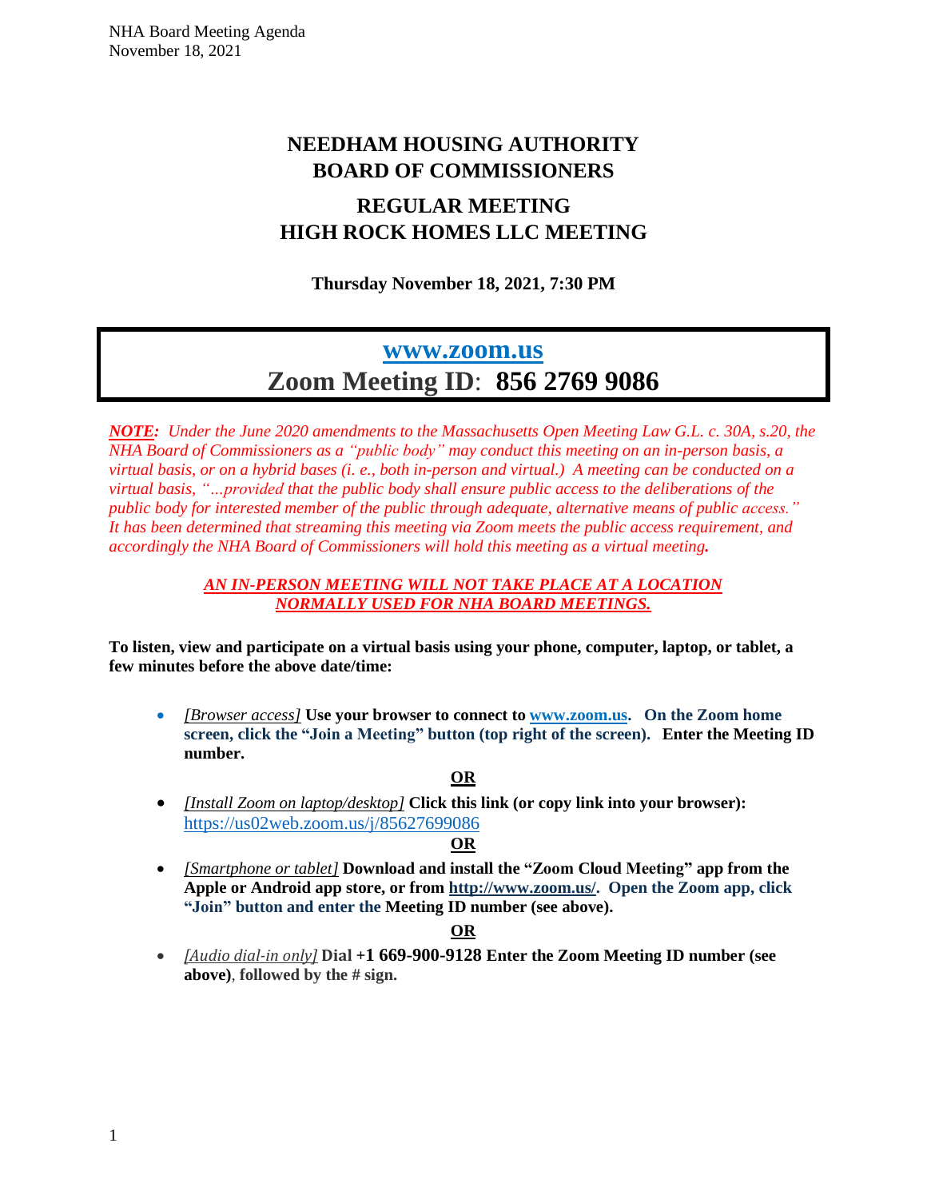# NEEDHAM HOUSING AUTHORITY
# BOARD OF COMMISSIONERS

## REGULAR MEETING
## HIGH ROCK HOMES LLC MEETING

**Thursday November 18, 2021, 7:30 PM**

## [www.zoom.us](http://www.zoom.us)
## Zoom Meeting ID: 856 2769 9086

***NOTE:*** *Under the June 2020 amendments to the Massachusetts Open Meeting Law G.L. c. 30A, s.20, the NHA Board of Commissioners as a "public body" may conduct this meeting on an in-person basis, a virtual basis, or on a hybrid bases (i. e., both in-person and virtual.) A meeting can be conducted on a virtual basis, "...provided that the public body shall ensure public access to the deliberations of the public body for interested member of the public through adequate, alternative means of public access." It has been determined that streaming this meeting via Zoom meets the public access requirement, and accordingly the NHA Board of Commissioners will hold this meeting as a virtual meeting.*

***AN IN-PERSON MEETING WILL NOT TAKE PLACE AT A LOCATION NORMALLY USED FOR NHA BOARD MEETINGS.***

**To listen, view and participate on a virtual basis using your phone, computer, laptop, or tablet, a few minutes before the above date/time:**

- *[Browser access]* **Use your browser to connect to www.zoom.us. On the Zoom home screen, click the "Join a Meeting" button (top right of the screen). Enter the Meeting ID number.**

**OR**

- *[Install Zoom on laptop/desktop]* **Click this link (or copy link into your browser):** https://us02web.zoom.us/j/85627699086

**OR**

- *[Smartphone or tablet]* **Download and install the "Zoom Cloud Meeting" app from the Apple or Android app store, or from http://www.zoom.us/. Open the Zoom app, click "Join" button and enter the Meeting ID number (see above).**

**OR**

- *[Audio dial-in only]* **Dial +1 669-900-9128 Enter the Zoom Meeting ID number (see above), followed by the # sign.**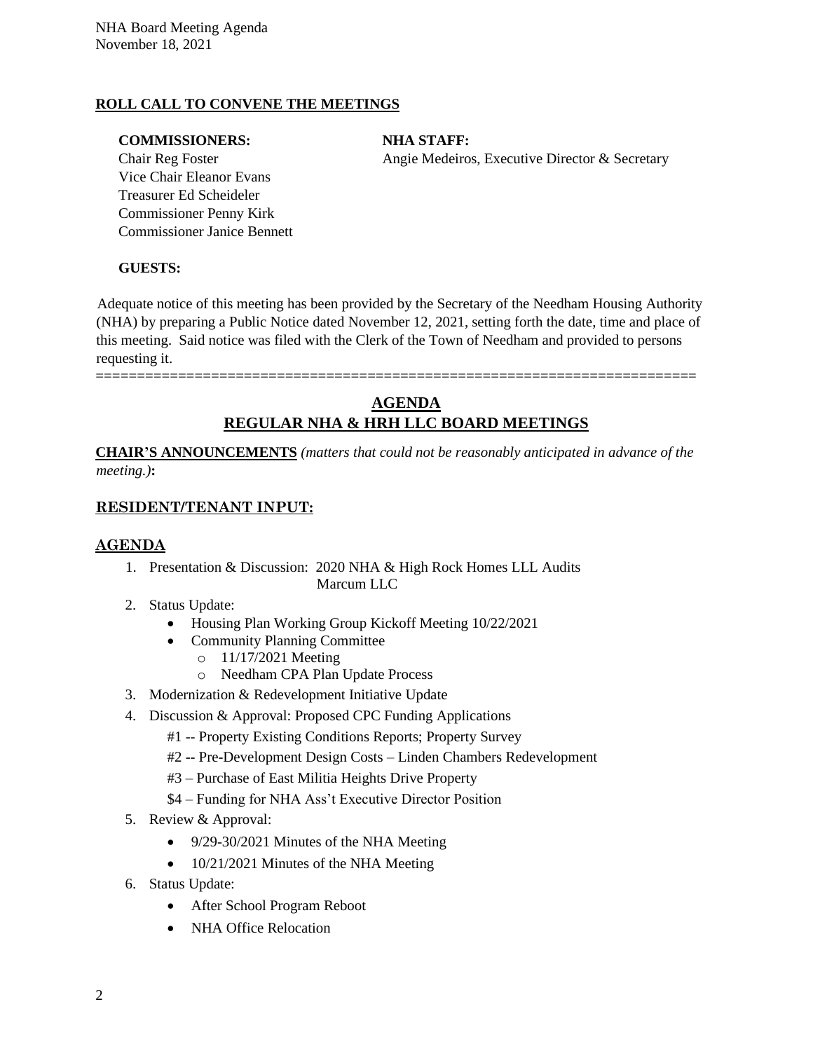NHA Board Meeting Agenda
November 18, 2021

**ROLL CALL TO CONVENE THE MEETINGS**

**COMMISSIONERS:**
Chair Reg Foster
Vice Chair Eleanor Evans
Treasurer Ed Scheideler
Commissioner Penny Kirk
Commissioner Janice Bennett

**NHA STAFF:**
Angie Medeiros, Executive Director & Secretary

**GUESTS:**

Adequate notice of this meeting has been provided by the Secretary of the Needham Housing Authority (NHA) by preparing a Public Notice dated November 12, 2021, setting forth the date, time and place of this meeting. Said notice was filed with the Clerk of the Town of Needham and provided to persons requesting it.

========================================================================

## AGENDA
## REGULAR NHA & HRH LLC BOARD MEETINGS

**CHAIR'S ANNOUNCEMENTS** *(matters that could not be reasonably anticipated in advance of the meeting.)***:**

## RESIDENT/TENANT INPUT:

## AGENDA

1. Presentation & Discussion: 2020 NHA & High Rock Homes LLL Audits
   Marcum LLC
2. Status Update:
   - Housing Plan Working Group Kickoff Meeting 10/22/2021
   - Community Planning Committee
     - 11/17/2021 Meeting
     - Needham CPA Plan Update Process
3. Modernization & Redevelopment Initiative Update
4. Discussion & Approval: Proposed CPC Funding Applications
   #1 -- Property Existing Conditions Reports; Property Survey
   #2 -- Pre-Development Design Costs – Linden Chambers Redevelopment
   #3 – Purchase of East Militia Heights Drive Property
   $4 – Funding for NHA Ass't Executive Director Position
5. Review & Approval:
   - 9/29-30/2021 Minutes of the NHA Meeting
   - 10/21/2021 Minutes of the NHA Meeting
6. Status Update:
   - After School Program Reboot
   - NHA Office Relocation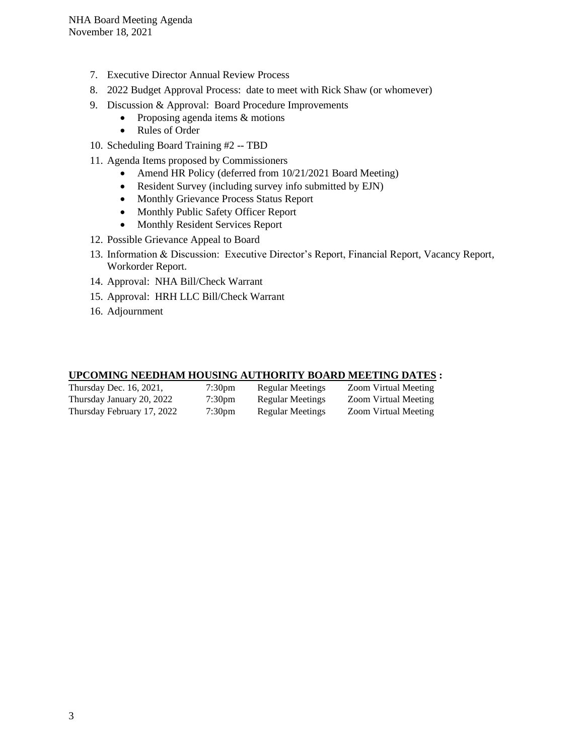7. Executive Director Annual Review Process
8. 2022 Budget Approval Process: date to meet with Rick Shaw (or whomever)
9. Discussion & Approval: Board Procedure Improvements
   - Proposing agenda items & motions
   - Rules of Order
10. Scheduling Board Training #2 -- TBD
11. Agenda Items proposed by Commissioners
    - Amend HR Policy (deferred from 10/21/2021 Board Meeting)
    - Resident Survey (including survey info submitted by EJN)
    - Monthly Grievance Process Status Report
    - Monthly Public Safety Officer Report
    - Monthly Resident Services Report
12. Possible Grievance Appeal to Board
13. Information & Discussion: Executive Director's Report, Financial Report, Vacancy Report, Workorder Report.
14. Approval: NHA Bill/Check Warrant
15. Approval: HRH LLC Bill/Check Warrant
16. Adjournment

**UPCOMING NEEDHAM HOUSING AUTHORITY BOARD MEETING DATES :**

| | | | |
|---|---|---|---|
| Thursday Dec. 16, 2021, | 7:30pm | Regular Meetings | Zoom Virtual Meeting |
| Thursday January 20, 2022 | 7:30pm | Regular Meetings | Zoom Virtual Meeting |
| Thursday February 17, 2022 | 7:30pm | Regular Meetings | Zoom Virtual Meeting |